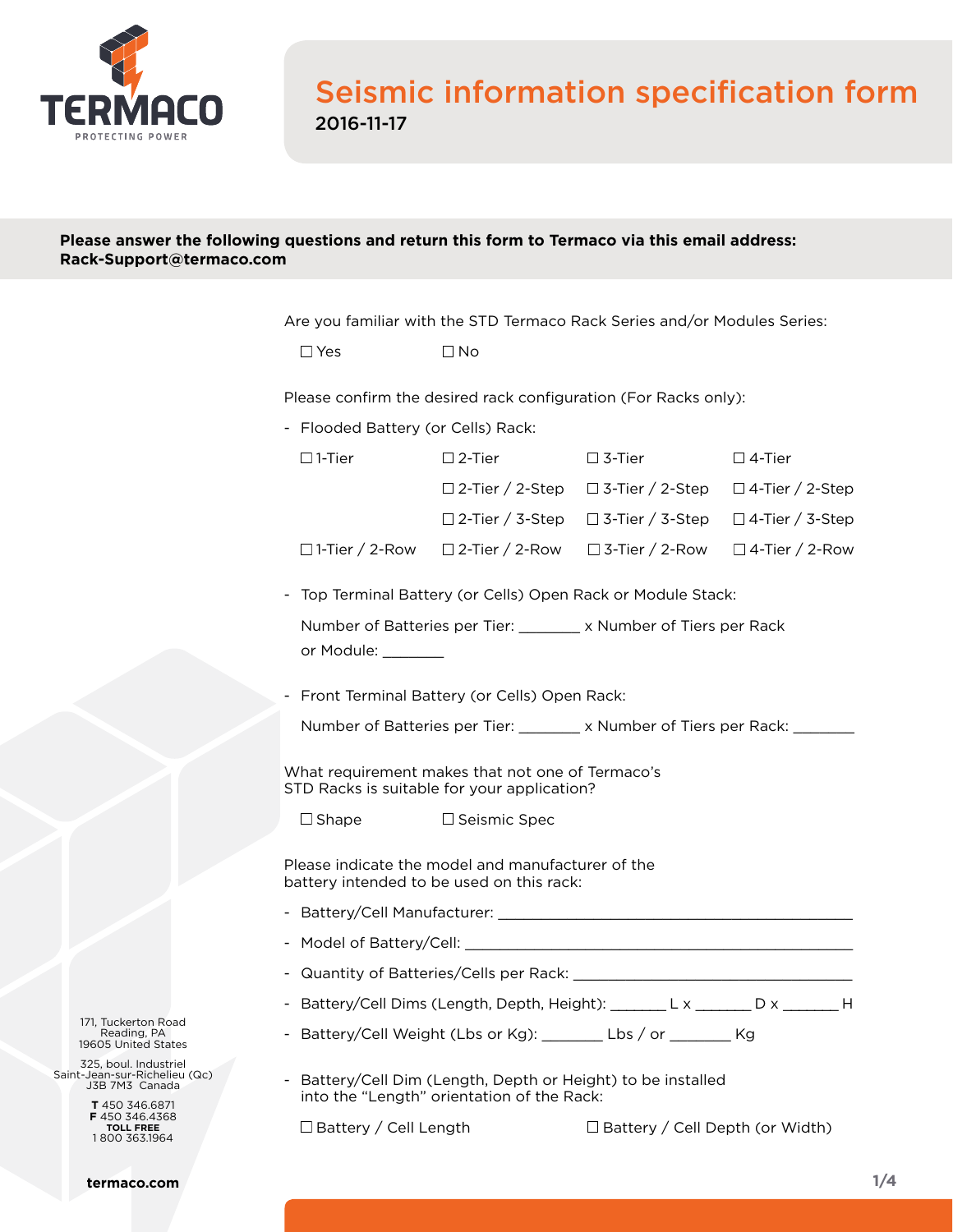TERMACO
PROTECTING POWER

# Seismic information specification form

2016-11-17

**Please answer the following questions and return this form to Termaco via this email address: Rack-Support@termaco.com**

Are you familiar with the STD Termaco Rack Series and/or Modules Series:

☐ Yes ☐ No

Please confirm the desired rack configuration (For Racks only):

- Flooded Battery (or Cells) Rack:

| | | | |
|---|---|---|---|
| ☐ 1-Tier | ☐ 2-Tier | ☐ 3-Tier | ☐ 4-Tier |
| | ☐ 2-Tier / 2-Step | ☐ 3-Tier / 2-Step | ☐ 4-Tier / 2-Step |
| | ☐ 2-Tier / 3-Step | ☐ 3-Tier / 3-Step | ☐ 4-Tier / 3-Step |
| ☐ 1-Tier / 2-Row | ☐ 2-Tier / 2-Row | ☐ 3-Tier / 2-Row | ☐ 4-Tier / 2-Row |

- Top Terminal Battery (or Cells) Open Rack or Module Stack:

  Number of Batteries per Tier: _______ x Number of Tiers per Rack or Module: _______

- Front Terminal Battery (or Cells) Open Rack:

  Number of Batteries per Tier: _______ x Number of Tiers per Rack: _______

What requirement makes that not one of Termaco's STD Racks is suitable for your application?

☐ Shape ☐ Seismic Spec

Please indicate the model and manufacturer of the battery intended to be used on this rack:

- Battery/Cell Manufacturer: ________________________________________
- Model of Battery/Cell: ________________________________________
- Quantity of Batteries/Cells per Rack: ________________________________
- Battery/Cell Dims (Length, Depth, Height): _______ L x _______ D x _______ H
- Battery/Cell Weight (Lbs or Kg): _______ Lbs / or _______ Kg
- Battery/Cell Dim (Length, Depth or Height) to be installed into the "Length" orientation of the Rack:

  ☐ Battery / Cell Length ☐ Battery / Cell Depth (or Width)

171, Tuckerton Road
Reading, PA
19605 United States

325, boul. Industriel
Saint-Jean-sur-Richelieu (Qc)
J3B 7M3 Canada

**T** 450 346.6871
**F** 450 346.4368
**TOLL FREE**
1 800 363.1964

**termaco.com**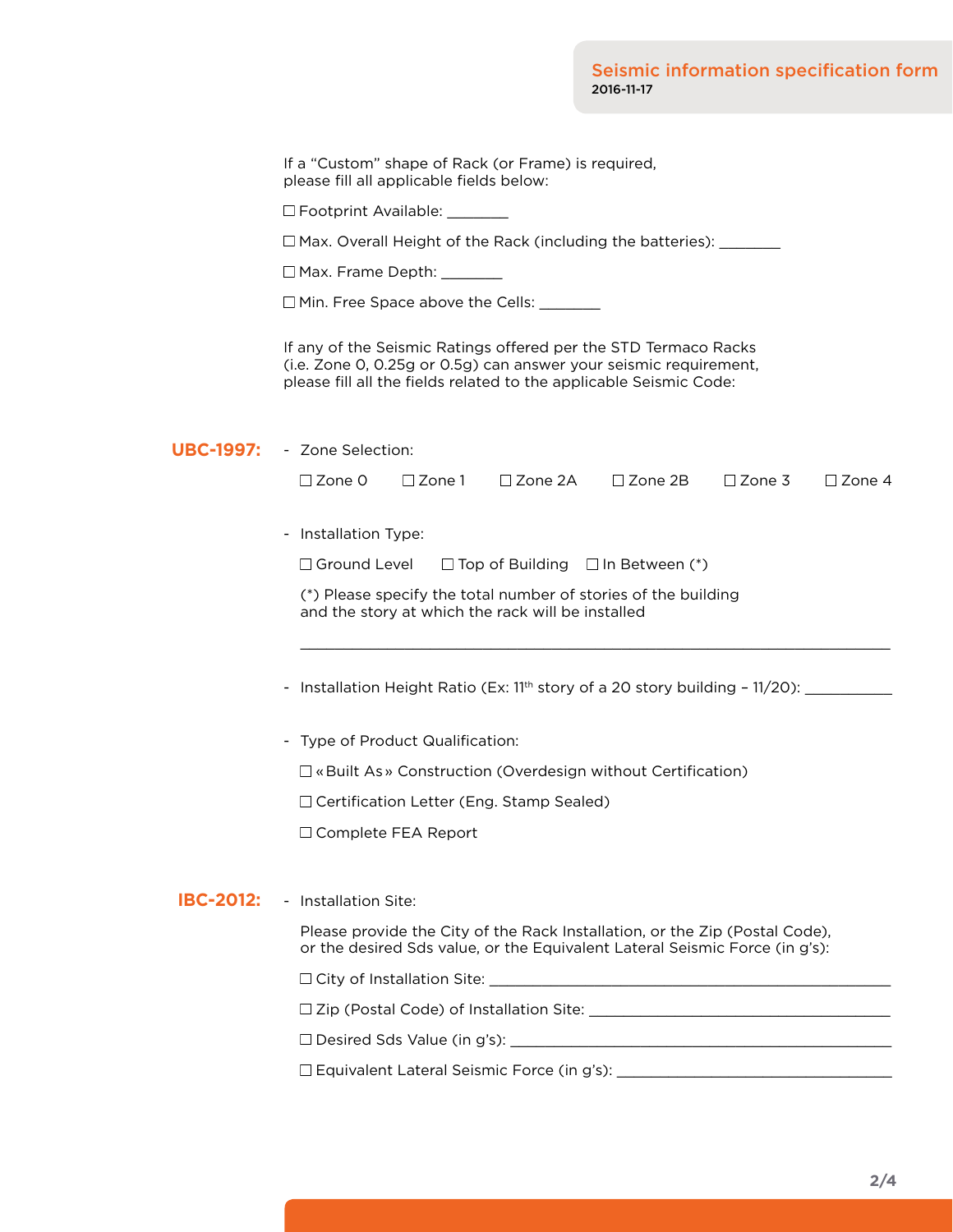If a "Custom" shape of Rack (or Frame) is required, please fill all applicable fields below:

☐ Footprint Available: ________

☐ Max. Overall Height of the Rack (including the batteries): ________

☐ Max. Frame Depth: ________

☐ Min. Free Space above the Cells: ________

If any of the Seismic Ratings offered per the STD Termaco Racks (i.e. Zone 0, 0.25g or 0.5g) can answer your seismic requirement, please fill all the fields related to the applicable Seismic Code:

**UBC-1997:**

- Zone Selection:

  ☐ Zone 0 ☐ Zone 1 ☐ Zone 2A ☐ Zone 2B ☐ Zone 3 ☐ Zone 4

- Installation Type:

  ☐ Ground Level ☐ Top of Building ☐ In Between (*)

  (*) Please specify the total number of stories of the building and the story at which the rack will be installed

  ______________________________________________________________

- Installation Height Ratio (Ex: $11^{th}$ story of a 20 story building – 11/20): __________

- Type of Product Qualification:

  ☐ « Built As » Construction (Overdesign without Certification)

  ☐ Certification Letter (Eng. Stamp Sealed)

  ☐ Complete FEA Report

**IBC-2012:**

- Installation Site:

  Please provide the City of the Rack Installation, or the Zip (Postal Code), or the desired Sds value, or the Equivalent Lateral Seismic Force (in g's):

  ☐ City of Installation Site: ____________________________________________

  ☐ Zip (Postal Code) of Installation Site: _________________________________

  ☐ Desired Sds Value (in g's): __________________________________________

  ☐ Equivalent Lateral Seismic Force (in g's): ______________________________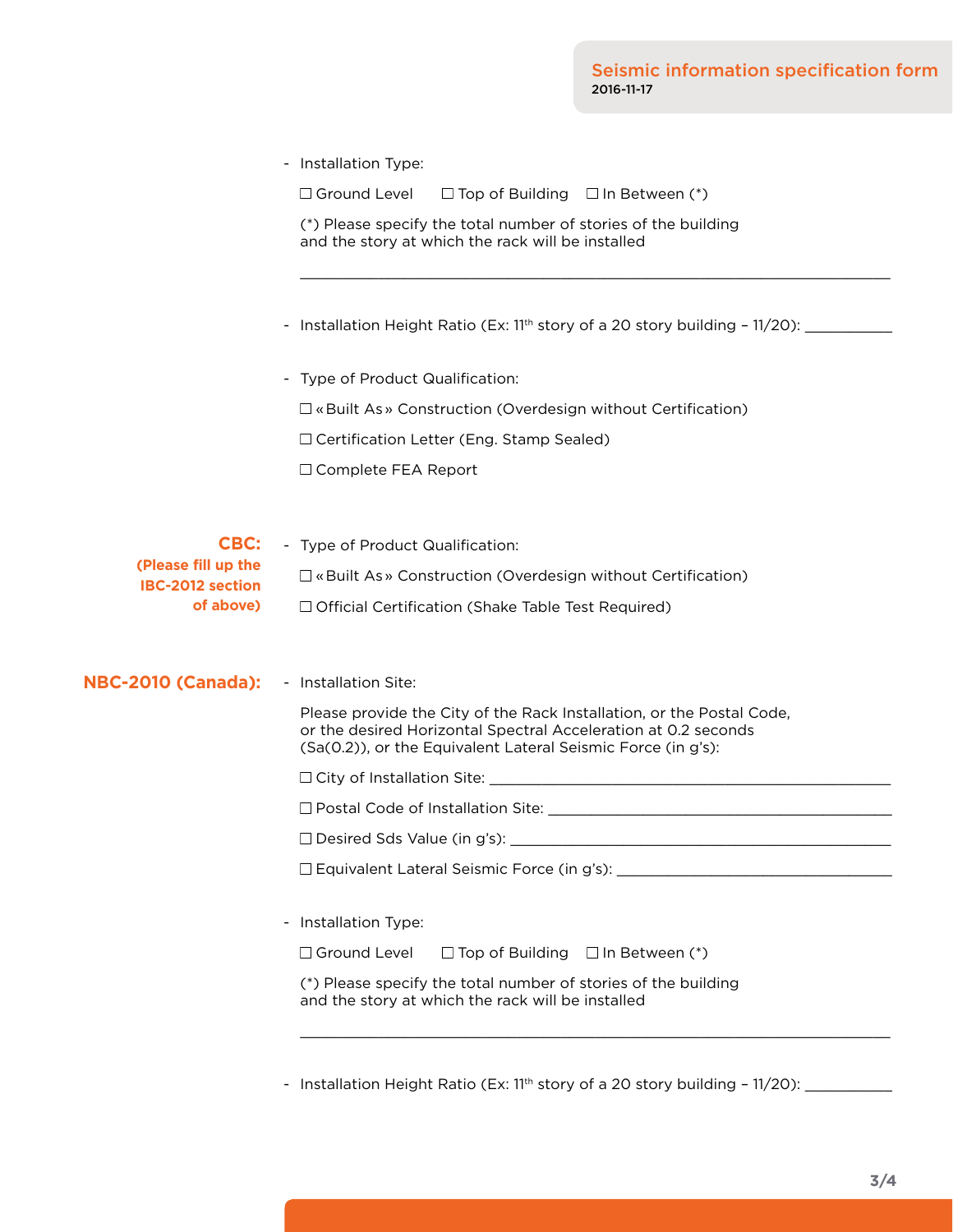- Installation Type:

  ☐ Ground Level ☐ Top of Building ☐ In Between (*)

  (*) Please specify the total number of stories of the building and the story at which the rack will be installed

  ___________________________________________________________

- Installation Height Ratio (Ex: 11th story of a 20 story building – 11/20): __________

- Type of Product Qualification:

  ☐ « Built As » Construction (Overdesign without Certification)

  ☐ Certification Letter (Eng. Stamp Sealed)

  ☐ Complete FEA Report

**CBC:**
**(Please fill up the IBC-2012 section of above)**

- Type of Product Qualification:

  ☐ « Built As » Construction (Overdesign without Certification)

  ☐ Official Certification (Shake Table Test Required)

**NBC-2010 (Canada):**

- Installation Site:

  Please provide the City of the Rack Installation, or the Postal Code, or the desired Horizontal Spectral Acceleration at 0.2 seconds (Sa(0.2)), or the Equivalent Lateral Seismic Force (in g's):

  ☐ City of Installation Site: ___________________________________________

  ☐ Postal Code of Installation Site: ______________________________________

  ☐ Desired Sds Value (in g's): __________________________________________

  ☐ Equivalent Lateral Seismic Force (in g's): ______________________________

- Installation Type:

  ☐ Ground Level ☐ Top of Building ☐ In Between (*)

  (*) Please specify the total number of stories of the building and the story at which the rack will be installed

  ___________________________________________________________

- Installation Height Ratio (Ex: 11th story of a 20 story building – 11/20): __________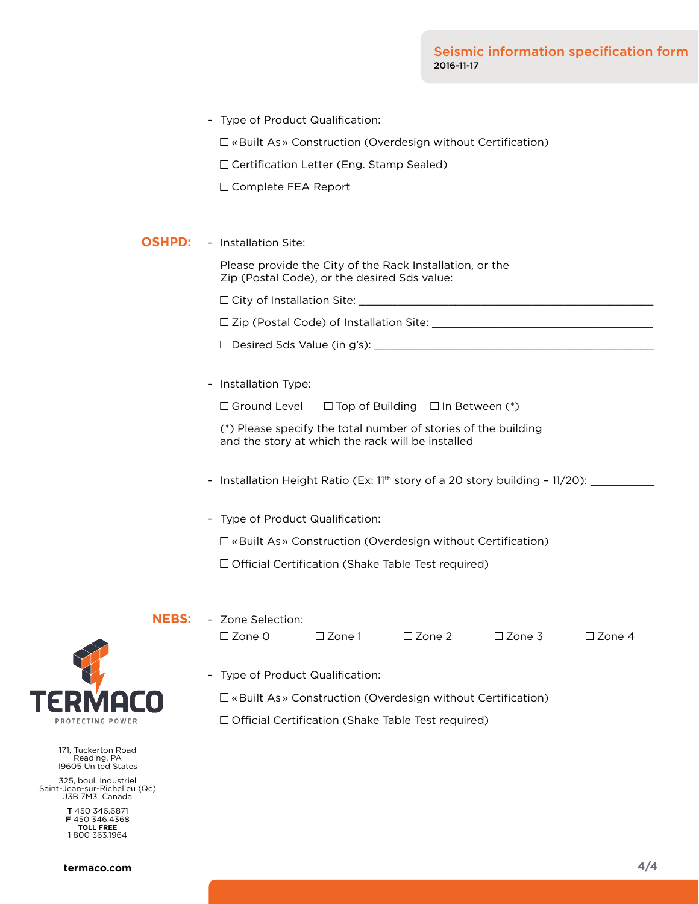- Type of Product Qualification:

  ☐ « Built As » Construction (Overdesign without Certification)

  ☐ Certification Letter (Eng. Stamp Sealed)

  ☐ Complete FEA Report

**OSHPD:**

- Installation Site:

  Please provide the City of the Rack Installation, or the Zip (Postal Code), or the desired Sds value:

  ☐ City of Installation Site: ______________________________

  ☐ Zip (Postal Code) of Installation Site: ______________________________

  ☐ Desired Sds Value (in g's): ______________________________

- Installation Type:

  ☐ Ground Level ☐ Top of Building ☐ In Between (*)

  (*) Please specify the total number of stories of the building and the story at which the rack will be installed

- Installation Height Ratio (Ex: 11th story of a 20 story building – 11/20): __________

- Type of Product Qualification:

  ☐ « Built As » Construction (Overdesign without Certification)

  ☐ Official Certification (Shake Table Test required)

**NEBS:**

- Zone Selection:

  ☐ Zone 0 ☐ Zone 1 ☐ Zone 2 ☐ Zone 3 ☐ Zone 4

- Type of Product Qualification:

  ☐ « Built As » Construction (Overdesign without Certification)

  ☐ Official Certification (Shake Table Test required)

TERMACO
PROTECTING POWER

171, Tuckerton Road
Reading, PA
19605 United States

325, boul. Industriel
Saint-Jean-sur-Richelieu (Qc)
J3B 7M3 Canada

**T** 450 346.6871
**F** 450 346.4368
**TOLL FREE**
1 800 363.1964

**termaco.com**